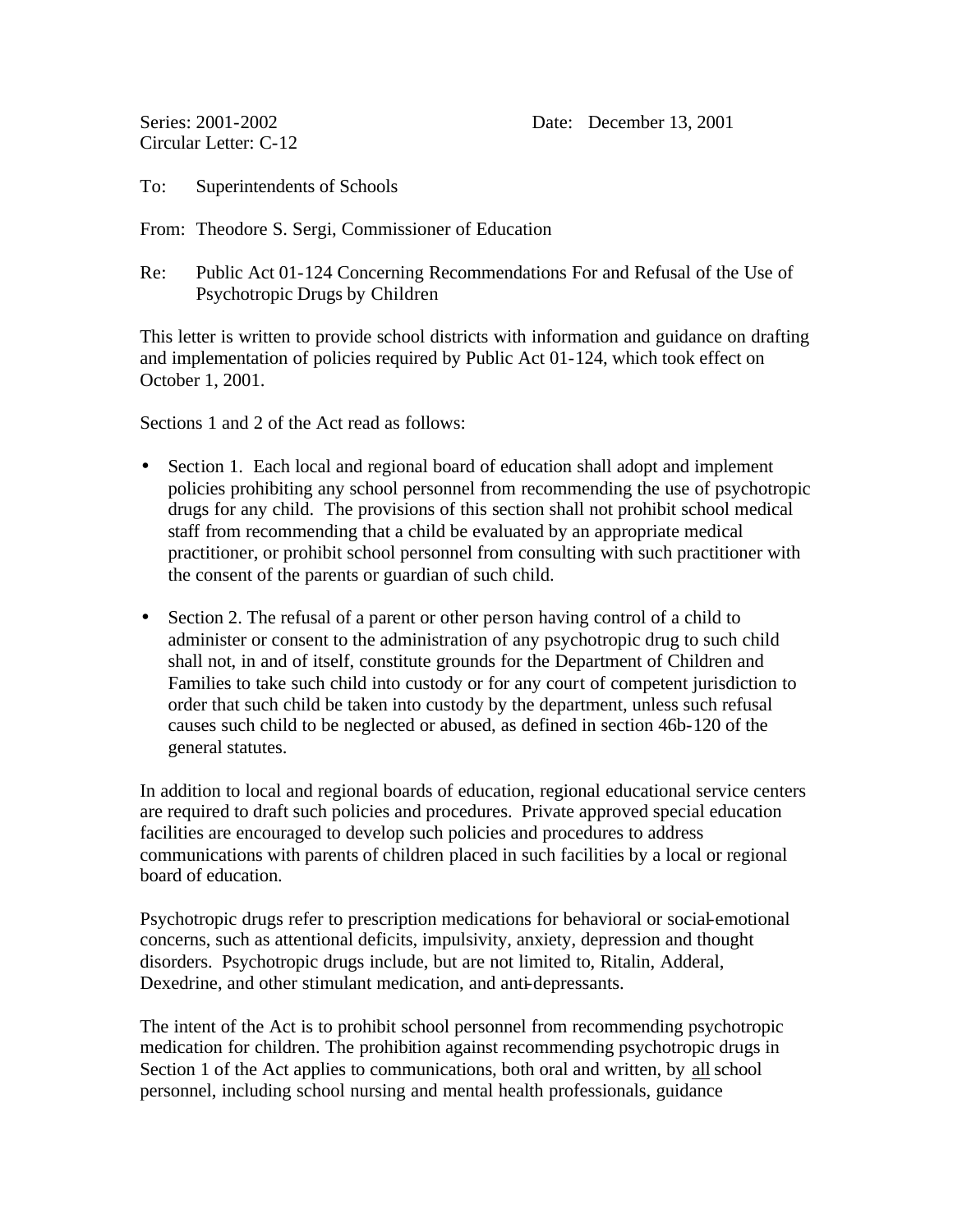Series: 2001-2002  
Circular Letter: C-12

Date: December 13, 2001

To: Superintendents of Schools

From: Theodore S. Sergi, Commissioner of Education

Re: Public Act 01-124 Concerning Recommendations For and Refusal of the Use of Psychotropic Drugs by Children

This letter is written to provide school districts with information and guidance on drafting and implementation of policies required by Public Act 01-124, which took effect on October 1, 2001.

Sections 1 and 2 of the Act read as follows:

- Section 1. Each local and regional board of education shall adopt and implement policies prohibiting any school personnel from recommending the use of psychotropic drugs for any child. The provisions of this section shall not prohibit school medical staff from recommending that a child be evaluated by an appropriate medical practitioner, or prohibit school personnel from consulting with such practitioner with the consent of the parents or guardian of such child.

- Section 2. The refusal of a parent or other person having control of a child to administer or consent to the administration of any psychotropic drug to such child shall not, in and of itself, constitute grounds for the Department of Children and Families to take such child into custody or for any court of competent jurisdiction to order that such child be taken into custody by the department, unless such refusal causes such child to be neglected or abused, as defined in section 46b-120 of the general statutes.

In addition to local and regional boards of education, regional educational service centers are required to draft such policies and procedures. Private approved special education facilities are encouraged to develop such policies and procedures to address communications with parents of children placed in such facilities by a local or regional board of education.

Psychotropic drugs refer to prescription medications for behavioral or social-emotional concerns, such as attentional deficits, impulsivity, anxiety, depression and thought disorders. Psychotropic drugs include, but are not limited to, Ritalin, Adderal, Dexedrine, and other stimulant medication, and anti-depressants.

The intent of the Act is to prohibit school personnel from recommending psychotropic medication for children. The prohibition against recommending psychotropic drugs in Section 1 of the Act applies to communications, both oral and written, by all school personnel, including school nursing and mental health professionals, guidance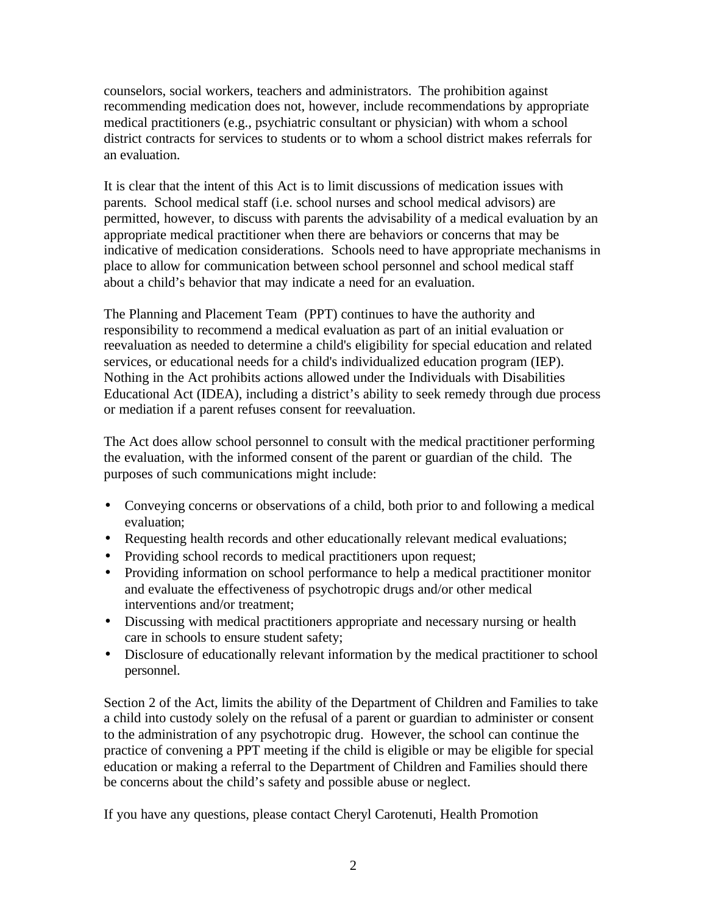counselors, social workers, teachers and administrators. The prohibition against recommending medication does not, however, include recommendations by appropriate medical practitioners (e.g., psychiatric consultant or physician) with whom a school district contracts for services to students or to whom a school district makes referrals for an evaluation.

It is clear that the intent of this Act is to limit discussions of medication issues with parents. School medical staff (i.e. school nurses and school medical advisors) are permitted, however, to discuss with parents the advisability of a medical evaluation by an appropriate medical practitioner when there are behaviors or concerns that may be indicative of medication considerations. Schools need to have appropriate mechanisms in place to allow for communication between school personnel and school medical staff about a child's behavior that may indicate a need for an evaluation.

The Planning and Placement Team (PPT) continues to have the authority and responsibility to recommend a medical evaluation as part of an initial evaluation or reevaluation as needed to determine a child's eligibility for special education and related services, or educational needs for a child's individualized education program (IEP). Nothing in the Act prohibits actions allowed under the Individuals with Disabilities Educational Act (IDEA), including a district's ability to seek remedy through due process or mediation if a parent refuses consent for reevaluation.

The Act does allow school personnel to consult with the medical practitioner performing the evaluation, with the informed consent of the parent or guardian of the child. The purposes of such communications might include:

- Conveying concerns or observations of a child, both prior to and following a medical evaluation;
- Requesting health records and other educationally relevant medical evaluations;
- Providing school records to medical practitioners upon request;
- Providing information on school performance to help a medical practitioner monitor and evaluate the effectiveness of psychotropic drugs and/or other medical interventions and/or treatment;
- Discussing with medical practitioners appropriate and necessary nursing or health care in schools to ensure student safety;
- Disclosure of educationally relevant information by the medical practitioner to school personnel.

Section 2 of the Act, limits the ability of the Department of Children and Families to take a child into custody solely on the refusal of a parent or guardian to administer or consent to the administration of any psychotropic drug. However, the school can continue the practice of convening a PPT meeting if the child is eligible or may be eligible for special education or making a referral to the Department of Children and Families should there be concerns about the child's safety and possible abuse or neglect.

If you have any questions, please contact Cheryl Carotenuti, Health Promotion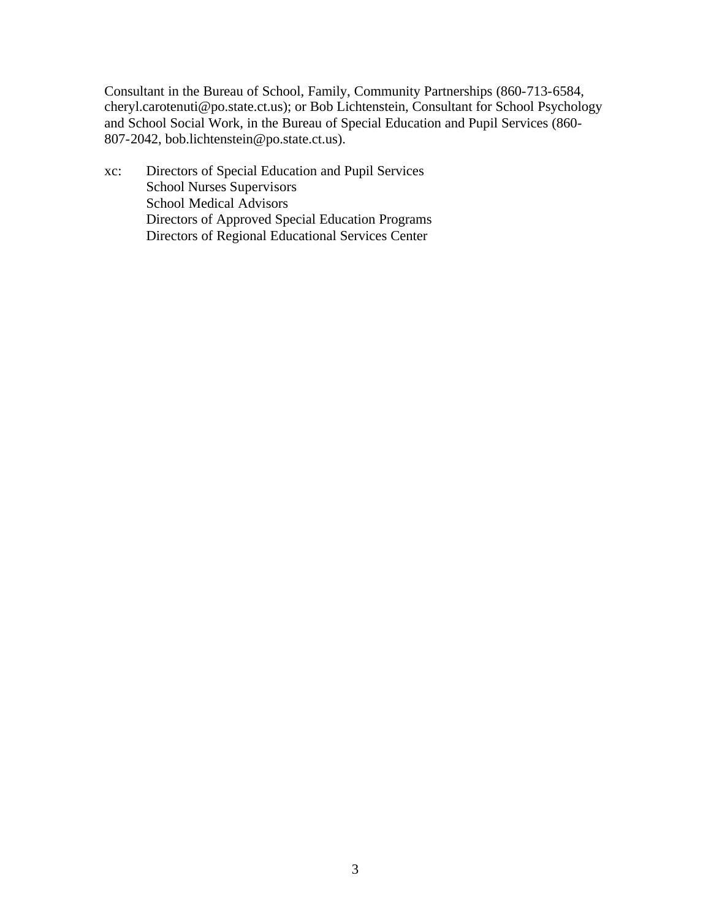Consultant in the Bureau of School, Family, Community Partnerships (860-713-6584, cheryl.carotenuti@po.state.ct.us); or Bob Lichtenstein, Consultant for School Psychology and School Social Work, in the Bureau of Special Education and Pupil Services (860-807-2042, bob.lichtenstein@po.state.ct.us).

xc: Directors of Special Education and Pupil Services
School Nurses Supervisors
School Medical Advisors
Directors of Approved Special Education Programs
Directors of Regional Educational Services Center